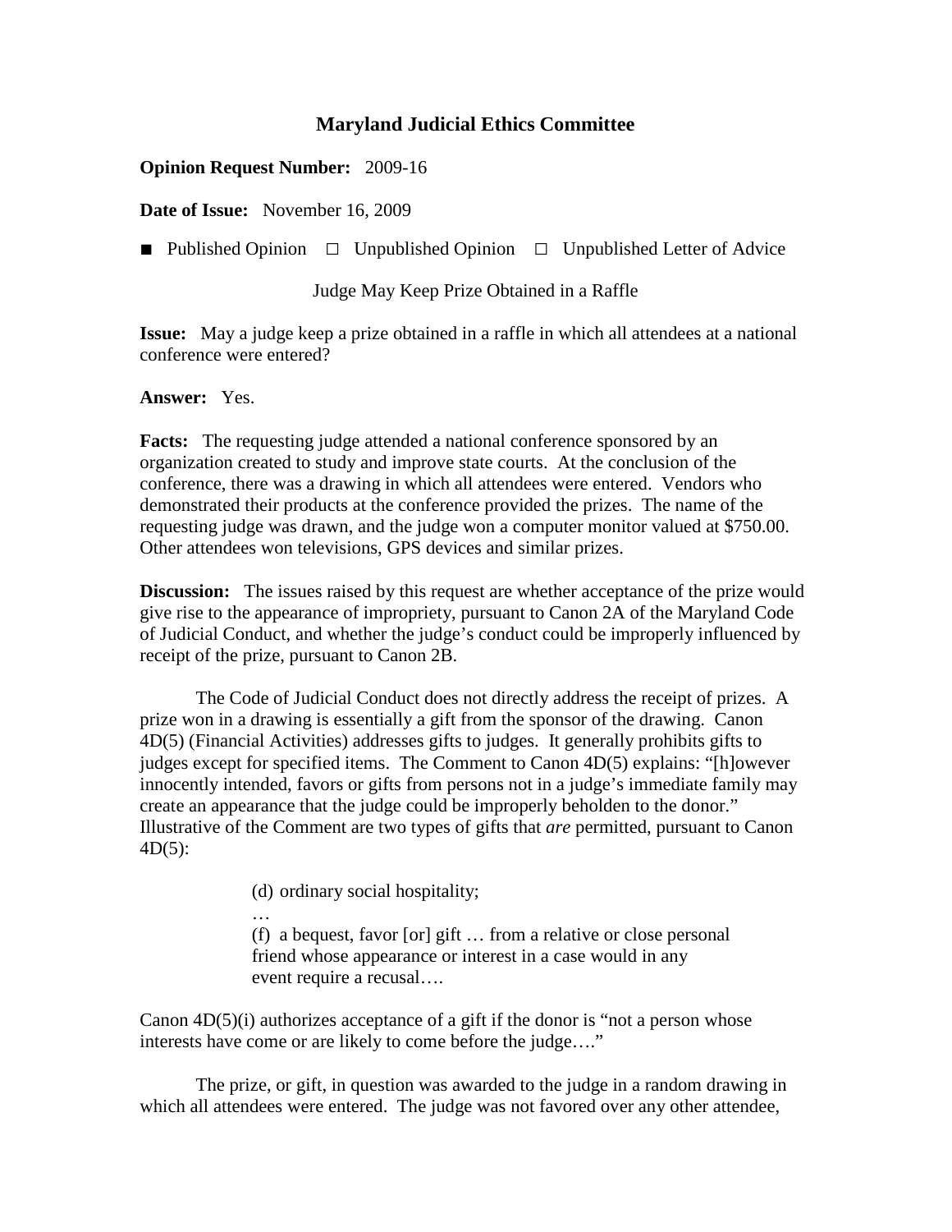# Maryland Judicial Ethics Committee

**Opinion Request Number:** 2009-16

**Date of Issue:** November 16, 2009

■ Published Opinion ☐ Unpublished Opinion ☐ Unpublished Letter of Advice

Judge May Keep Prize Obtained in a Raffle

**Issue:** May a judge keep a prize obtained in a raffle in which all attendees at a national conference were entered?

**Answer:** Yes.

**Facts:** The requesting judge attended a national conference sponsored by an organization created to study and improve state courts. At the conclusion of the conference, there was a drawing in which all attendees were entered. Vendors who demonstrated their products at the conference provided the prizes. The name of the requesting judge was drawn, and the judge won a computer monitor valued at $750.00. Other attendees won televisions, GPS devices and similar prizes.

**Discussion:** The issues raised by this request are whether acceptance of the prize would give rise to the appearance of impropriety, pursuant to Canon 2A of the Maryland Code of Judicial Conduct, and whether the judge's conduct could be improperly influenced by receipt of the prize, pursuant to Canon 2B.

The Code of Judicial Conduct does not directly address the receipt of prizes. A prize won in a drawing is essentially a gift from the sponsor of the drawing. Canon 4D(5) (Financial Activities) addresses gifts to judges. It generally prohibits gifts to judges except for specified items. The Comment to Canon 4D(5) explains: "[h]owever innocently intended, favors or gifts from persons not in a judge's immediate family may create an appearance that the judge could be improperly beholden to the donor." Illustrative of the Comment are two types of gifts that *are* permitted, pursuant to Canon 4D(5):

> (d) ordinary social hospitality;
>
> …
>
> (f) a bequest, favor [or] gift … from a relative or close personal friend whose appearance or interest in a case would in any event require a recusal….

Canon 4D(5)(i) authorizes acceptance of a gift if the donor is "not a person whose interests have come or are likely to come before the judge…."

The prize, or gift, in question was awarded to the judge in a random drawing in which all attendees were entered. The judge was not favored over any other attendee,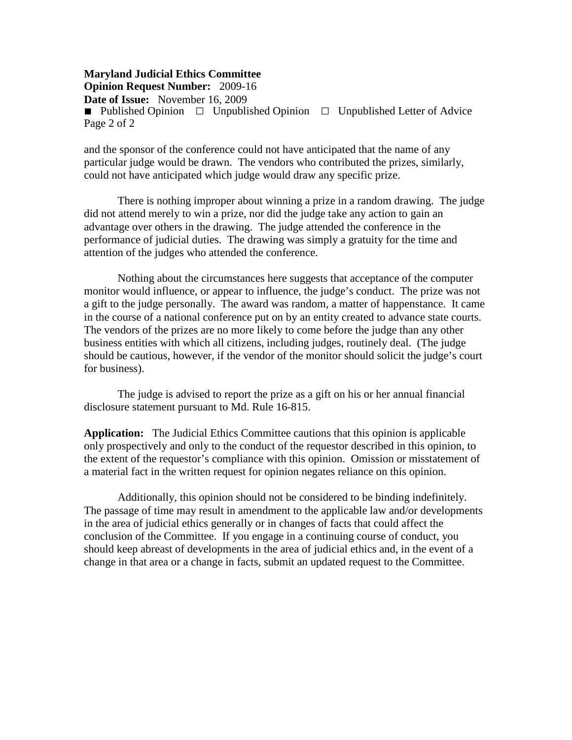and the sponsor of the conference could not have anticipated that the name of any particular judge would be drawn. The vendors who contributed the prizes, similarly, could not have anticipated which judge would draw any specific prize.

There is nothing improper about winning a prize in a random drawing. The judge did not attend merely to win a prize, nor did the judge take any action to gain an advantage over others in the drawing. The judge attended the conference in the performance of judicial duties. The drawing was simply a gratuity for the time and attention of the judges who attended the conference.

Nothing about the circumstances here suggests that acceptance of the computer monitor would influence, or appear to influence, the judge's conduct. The prize was not a gift to the judge personally. The award was random, a matter of happenstance. It came in the course of a national conference put on by an entity created to advance state courts. The vendors of the prizes are no more likely to come before the judge than any other business entities with which all citizens, including judges, routinely deal. (The judge should be cautious, however, if the vendor of the monitor should solicit the judge's court for business).

The judge is advised to report the prize as a gift on his or her annual financial disclosure statement pursuant to Md. Rule 16-815.

**Application:** The Judicial Ethics Committee cautions that this opinion is applicable only prospectively and only to the conduct of the requestor described in this opinion, to the extent of the requestor's compliance with this opinion. Omission or misstatement of a material fact in the written request for opinion negates reliance on this opinion.

Additionally, this opinion should not be considered to be binding indefinitely. The passage of time may result in amendment to the applicable law and/or developments in the area of judicial ethics generally or in changes of facts that could affect the conclusion of the Committee. If you engage in a continuing course of conduct, you should keep abreast of developments in the area of judicial ethics and, in the event of a change in that area or a change in facts, submit an updated request to the Committee.